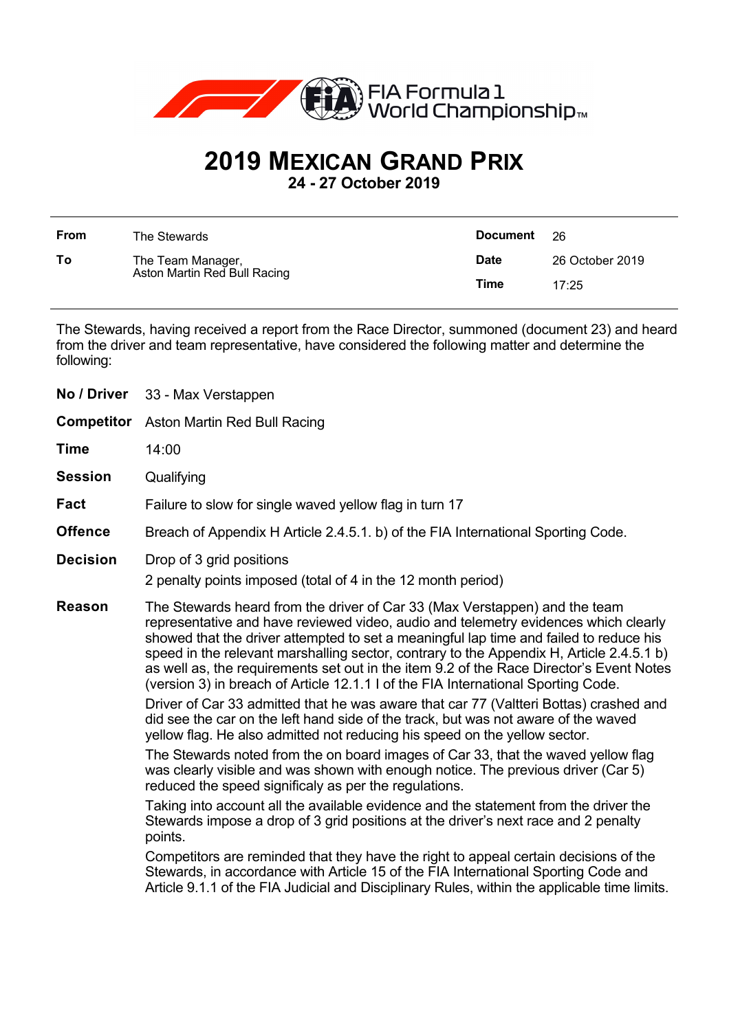FIA Formula 1 World Championship™

# 2019 MEXICAN GRAND PRIX

**24 - 27 October 2019**

| | | | |
|---|---|---|---|
| **From** | The Stewards | **Document** | 26 |
| **To** | The Team Manager, Aston Martin Red Bull Racing | **Date** | 26 October 2019 |
| | | **Time** | 17:25 |

The Stewards, having received a report from the Race Director, summoned (document 23) and heard from the driver and team representative, have considered the following matter and determine the following:

**No / Driver** 33 - Max Verstappen

**Competitor** Aston Martin Red Bull Racing

**Time** 14:00

**Session** Qualifying

**Fact** Failure to slow for single waved yellow flag in turn 17

**Offence** Breach of Appendix H Article 2.4.5.1. b) of the FIA International Sporting Code.

**Decision** Drop of 3 grid positions

2 penalty points imposed (total of 4 in the 12 month period)

**Reason** The Stewards heard from the driver of Car 33 (Max Verstappen) and the team representative and have reviewed video, audio and telemetry evidences which clearly showed that the driver attempted to set a meaningful lap time and failed to reduce his speed in the relevant marshalling sector, contrary to the Appendix H, Article 2.4.5.1 b) as well as, the requirements set out in the item 9.2 of the Race Director's Event Notes (version 3) in breach of Article 12.1.1 l of the FIA International Sporting Code.

Driver of Car 33 admitted that he was aware that car 77 (Valtteri Bottas) crashed and did see the car on the left hand side of the track, but was not aware of the waved yellow flag. He also admitted not reducing his speed on the yellow sector.

The Stewards noted from the on board images of Car 33, that the waved yellow flag was clearly visible and was shown with enough notice. The previous driver (Car 5) reduced the speed significaly as per the regulations.

Taking into account all the available evidence and the statement from the driver the Stewards impose a drop of 3 grid positions at the driver's next race and 2 penalty points.

Competitors are reminded that they have the right to appeal certain decisions of the Stewards, in accordance with Article 15 of the FIA International Sporting Code and Article 9.1.1 of the FIA Judicial and Disciplinary Rules, within the applicable time limits.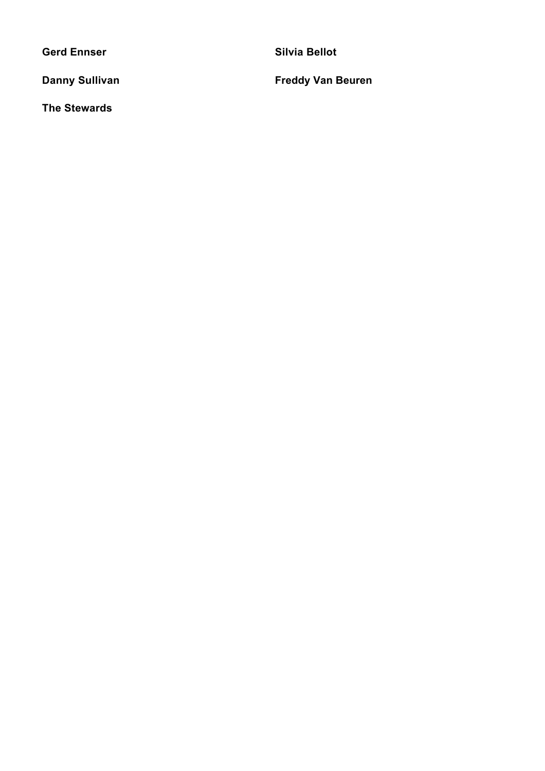**Gerd Ennser**

**Silvia Bellot**

**Danny Sullivan**

**Freddy Van Beuren**

**The Stewards**